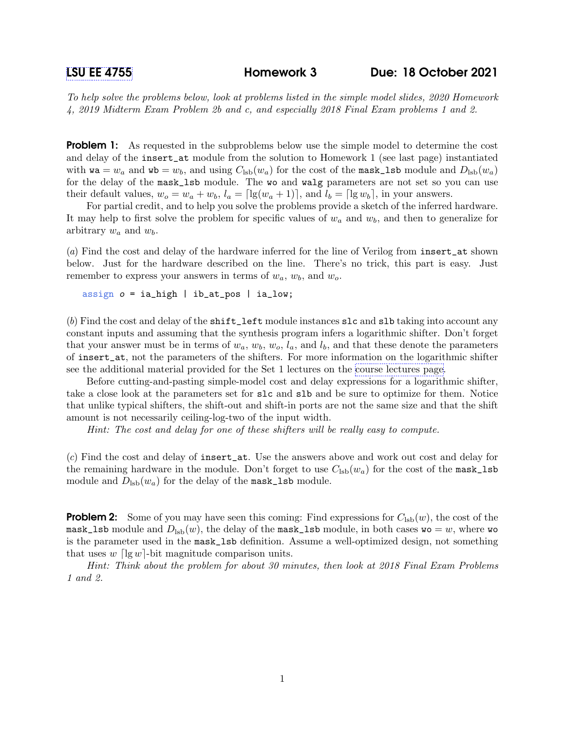# LSU EE 4755 &nbsp;&nbsp;&nbsp;&nbsp; Homework 3 &nbsp;&nbsp;&nbsp;&nbsp; Due: 18 October 2021

*To help solve the problems below, look at problems listed in the simple model slides, 2020 Homework 4, 2019 Midterm Exam Problem 2b and c, and especially 2018 Final Exam problems 1 and 2.*

**Problem 1:** As requested in the subproblems below use the simple model to determine the cost and delay of the `insert_at` module from the solution to Homework 1 (see last page) instantiated with `wa` $= w_a$ and `wb` $= w_b$, and using $C_{\rm lsb}(w_a)$ for the cost of the `mask_lsb` module and $D_{\rm lsb}(w_a)$ for the delay of the `mask_lsb` module. The `wo` and `walg` parameters are not set so you can use their default values, $w_o = w_a + w_b$, $l_a = \lceil \lg(w_a + 1) \rceil$, and $l_b = \lceil \lg w_b \rceil$, in your answers.

For partial credit, and to help you solve the problems provide a sketch of the inferred hardware. It may help to first solve the problem for specific values of $w_a$ and $w_b$, and then to generalize for arbitrary $w_a$ and $w_b$.

(*a*) Find the cost and delay of the hardware inferred for the line of Verilog from `insert_at` shown below. Just for the hardware described on the line. There's no trick, this part is easy. Just remember to express your answers in terms of $w_a$, $w_b$, and $w_o$.

```
assign o = ia_high | ib_at_pos | ia_low;
```

(*b*) Find the cost and delay of the `shift_left` module instances `slc` and `slb` taking into account any constant inputs and assuming that the synthesis program infers a logarithmic shifter. Don't forget that your answer must be in terms of $w_a$, $w_b$, $w_o$, $l_a$, and $l_b$, and that these denote the parameters of `insert_at`, not the parameters of the shifters. For more information on the logarithmic shifter see the additional material provided for the Set 1 lectures on the course lectures page.

Before cutting-and-pasting simple-model cost and delay expressions for a logarithmic shifter, take a close look at the parameters set for `slc` and `slb` and be sure to optimize for them. Notice that unlike typical shifters, the shift-out and shift-in ports are not the same size and that the shift amount is not necessarily ceiling-log-two of the input width.

*Hint: The cost and delay for one of these shifters will be really easy to compute.*

(*c*) Find the cost and delay of `insert_at`. Use the answers above and work out cost and delay for the remaining hardware in the module. Don't forget to use $C_{\rm lsb}(w_a)$ for the cost of the `mask_lsb` module and $D_{\rm lsb}(w_a)$ for the delay of the `mask_lsb` module.

**Problem 2:** Some of you may have seen this coming: Find expressions for $C_{\rm lsb}(w)$, the cost of the `mask_lsb` module and $D_{\rm lsb}(w)$, the delay of the `mask_lsb` module, in both cases `wo` $= w$, where `wo` is the parameter used in the `mask_lsb` definition. Assume a well-optimized design, not something that uses $w$ $\lceil \lg w \rceil$-bit magnitude comparison units.

*Hint: Think about the problem for about 30 minutes, then look at 2018 Final Exam Problems 1 and 2.*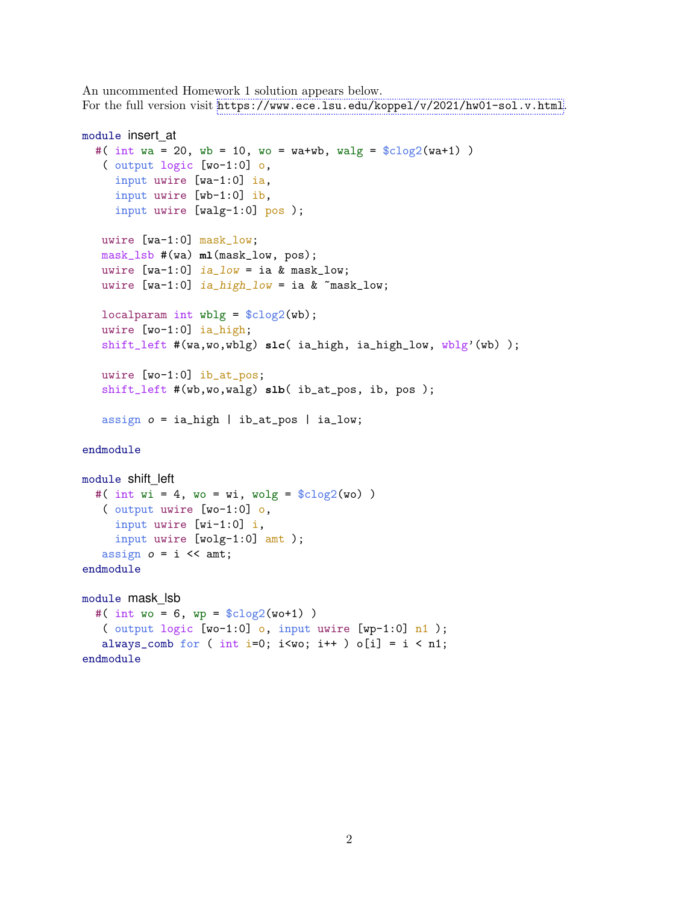An uncommented Homework 1 solution appears below.
For the full version visit https://www.ece.lsu.edu/koppel/v/2021/hw01-sol.v.html.

```
module insert_at
  #( int wa = 20, wb = 10, wo = wa+wb, walg = $clog2(wa+1) )
   ( output logic [wo-1:0] o,
     input uwire [wa-1:0] ia,
     input uwire [wb-1:0] ib,
     input uwire [walg-1:0] pos );

   uwire [wa-1:0] mask_low;
   mask_lsb #(wa) ml(mask_low, pos);
   uwire [wa-1:0] ia_low = ia & mask_low;
   uwire [wa-1:0] ia_high_low = ia & ~mask_low;

   localparam int wblg = $clog2(wb);
   uwire [wo-1:0] ia_high;
   shift_left #(wa,wo,wblg) slc( ia_high, ia_high_low, wblg'(wb) );

   uwire [wo-1:0] ib_at_pos;
   shift_left #(wb,wo,walg) slb( ib_at_pos, ib, pos );

   assign o = ia_high | ib_at_pos | ia_low;

endmodule

module shift_left
  #( int wi = 4, wo = wi, wolg = $clog2(wo) )
   ( output uwire [wo-1:0] o,
     input uwire [wi-1:0] i,
     input uwire [wolg-1:0] amt );
   assign o = i << amt;
endmodule

module mask_lsb
  #( int wo = 6, wp = $clog2(wo+1) )
   ( output logic [wo-1:0] o, input uwire [wp-1:0] n1 );
   always_comb for ( int i=0; i<wo; i++ ) o[i] = i < n1;
endmodule
```